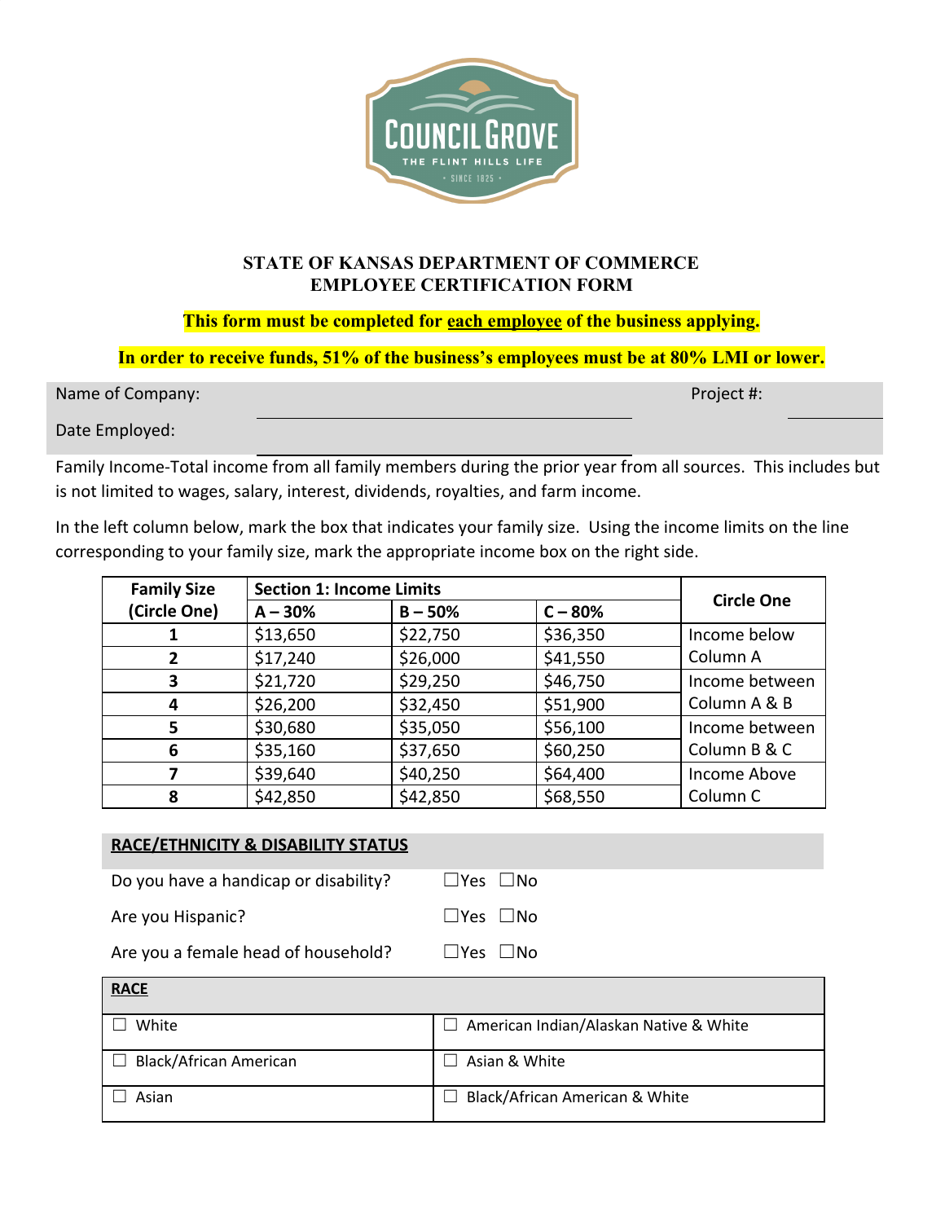**STATE OF KANSAS DEPARTMENT OF COMMERCE**
**EMPLOYEE CERTIFICATION FORM**

**This form must be completed for <u>each employee</u> of the business applying.**

**In order to receive funds, 51% of the business's employees must be at 80% LMI or lower.**

Name of Company: ______________________ Project #: ________

Date Employed: ______________________

Family Income-Total income from all family members during the prior year from all sources. This includes but is not limited to wages, salary, interest, dividends, royalties, and farm income.

In the left column below, mark the box that indicates your family size. Using the income limits on the line corresponding to your family size, mark the appropriate income box on the right side.

| Family Size (Circle One) | Section 1: Income Limits A – 30% | B – 50% | C – 80% | Circle One |
|---|---|---|---|---|
| 1 | $13,650 | $22,750 | $36,350 | Income below Column A |
| 2 | $17,240 | $26,000 | $41,550 | |
| 3 | $21,720 | $29,250 | $46,750 | Income between Column A & B |
| 4 | $26,200 | $32,450 | $51,900 | |
| 5 | $30,680 | $35,050 | $56,100 | Income between Column B & C |
| 6 | $35,160 | $37,650 | $60,250 | |
| 7 | $39,640 | $40,250 | $64,400 | Income Above Column C |
| 8 | $42,850 | $42,850 | $68,550 | |

**<u>RACE/ETHNICITY & DISABILITY STATUS</u>**

Do you have a handicap or disability? ☐Yes ☐No

Are you Hispanic? ☐Yes ☐No

Are you a female head of household? ☐Yes ☐No

| **<u>RACE</u>** | |
|---|---|
| ☐ White | ☐ American Indian/Alaskan Native & White |
| ☐ Black/African American | ☐ Asian & White |
| ☐ Asian | ☐ Black/African American & White |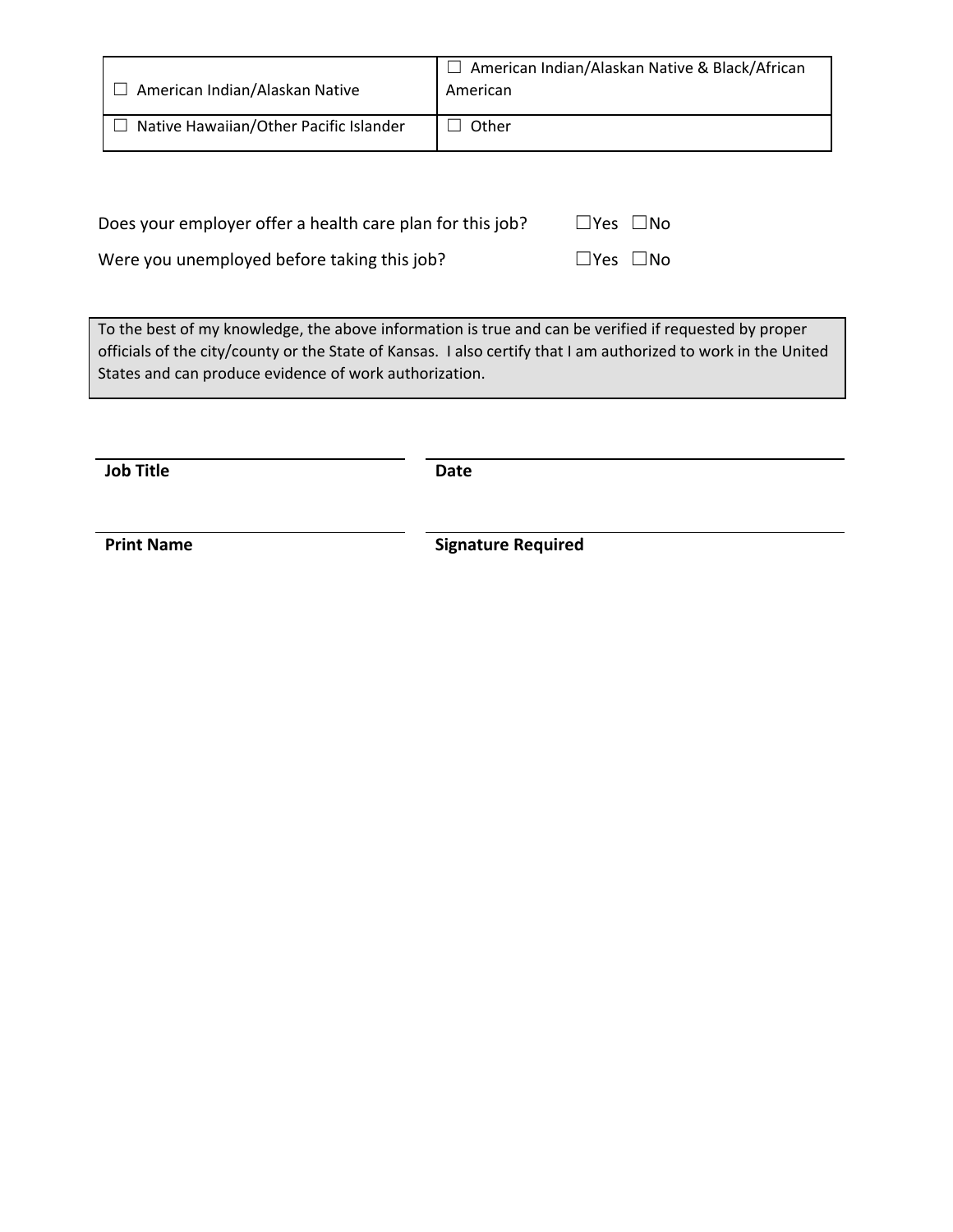| | |
|---|---|
| ☐ American Indian/Alaskan Native | ☐ American Indian/Alaskan Native & Black/African American |
| ☐ Native Hawaiian/Other Pacific Islander | ☐ Other |

Does your employer offer a health care plan for this job? ☐Yes ☐No

Were you unemployed before taking this job? ☐Yes ☐No

To the best of my knowledge, the above information is true and can be verified if requested by proper officials of the city/county or the State of Kansas. I also certify that I am authorized to work in the United States and can produce evidence of work authorization.

**Job Title** ______________________ **Date** ______________________

**Print Name** ______________________ **Signature Required** ______________________